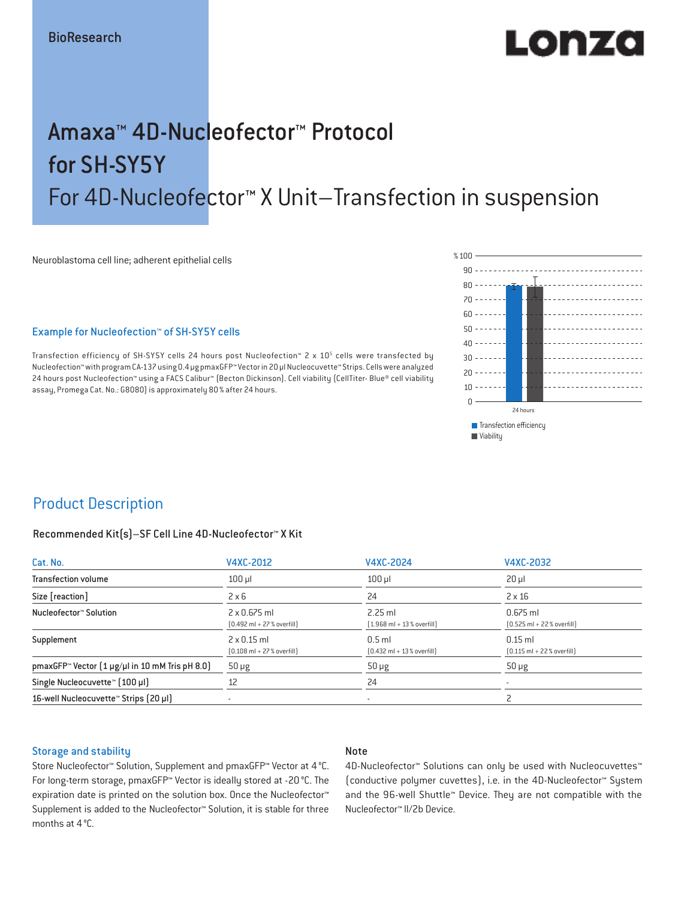BioResearch

# Amaxa™ 4D-Nucleofector™ Protocol for SH-SY5Y

## For 4D-Nucleofector™ X Unit–Transfection in suspension

Neuroblastoma cell line; adherent epithelial cells

### Example for Nucleofection™ of SH-SY5Y cells

Transfection efficiency of SH-SY5Y cells 24 hours post Nucleofection™ 2 x $10^5$ cells were transfected by Nucleofection™ with program CA-137 using 0.4 µg pmaxGFP™ Vector in 20 µl Nucleocuvette™ Strips. Cells were analyzed 24 hours post Nucleofection™ using a FACS Calibur™ (Becton Dickinson). Cell viability (CellTiter- Blue® cell viability assay, Promega Cat. No.: G8080) is approximately 80 % after 24 hours.

% 100, 90, 80, 70, 60, 50, 40, 30, 20, 10, 0

24 hours

Transfection efficiency
Viability

## Product Description

### Recommended Kit(s)–SF Cell Line 4D-Nucleofector™ X Kit

| Cat. No. | V4XC-2012 | V4XC-2024 | V4XC-2032 |
|---|---|---|---|
| Transfection volume | 100 µl | 100 µl | 20 µl |
| Size [reaction] | 2 x 6 | 24 | 2 x 16 |
| Nucleofector™ Solution | 2 x 0.675 ml (0.492 ml + 27 % overfill) | 2.25 ml (1.968 ml + 13 % overfill) | 0.675 ml (0.525 ml + 22 % overfill) |
| Supplement | 2 x 0.15 ml (0.108 ml + 27 % overfill) | 0.5 ml (0.432 ml + 13 % overfill) | 0.15 ml (0.115 ml + 22 % overfill) |
| pmaxGFP™ Vector (1 µg/µl in 10 mM Tris pH 8.0) | 50 µg | 50 µg | 50 µg |
| Single Nucleocuvette™ (100 µl) | 12 | 24 | - |
| 16-well Nucleocuvette™ Strips (20 µl) | - | - | 2 |

### Storage and stability

Store Nucleofector™ Solution, Supplement and pmaxGFP™ Vector at 4 °C. For long-term storage, pmaxGFP™ Vector is ideally stored at -20 °C. The expiration date is printed on the solution box. Once the Nucleofector™ Supplement is added to the Nucleofector™ Solution, it is stable for three months at 4 °C.

### Note

4D-Nucleofector™ Solutions can only be used with Nucleocuvettes™ (conductive polymer cuvettes), i.e. in the 4D-Nucleofector™ System and the 96-well Shuttle™ Device. They are not compatible with the Nucleofector™ II/2b Device.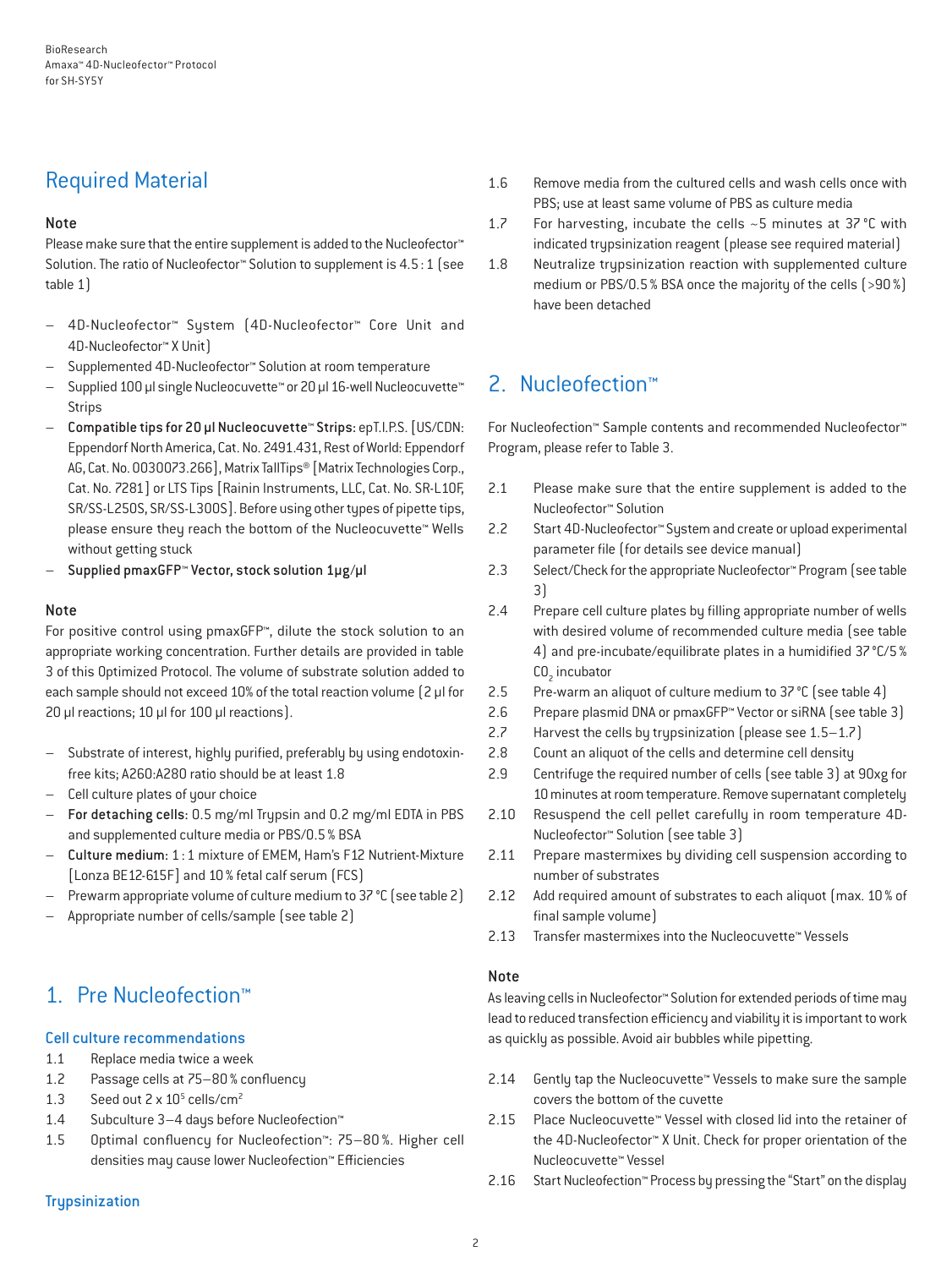## Required Material

### Note

Please make sure that the entire supplement is added to the Nucleofector™ Solution. The ratio of Nucleofector™ Solution to supplement is 4.5 : 1 (see table 1)

- 4D-Nucleofector™ System (4D-Nucleofector™ Core Unit and 4D-Nucleofector™ X Unit)
- Supplemented 4D-Nucleofector™ Solution at room temperature
- Supplied 100 µl single Nucleocuvette™ or 20 µl 16-well Nucleocuvette™ Strips
- **Compatible tips for 20 µl Nucleocuvette™ Strips:** epT.I.P.S. [US/CDN: Eppendorf North America, Cat. No. 2491.431, Rest of World: Eppendorf AG, Cat. No. 0030073.266], Matrix TallTips® [Matrix Technologies Corp., Cat. No. 7281] or LTS Tips [Rainin Instruments, LLC, Cat. No. SR-L10F, SR/SS-L250S, SR/SS-L300S]. Before using other types of pipette tips, please ensure they reach the bottom of the Nucleocuvette™ Wells without getting stuck
- **Supplied pmaxGFP™ Vector, stock solution 1µg/µl**

### Note

For positive control using pmaxGFP™, dilute the stock solution to an appropriate working concentration. Further details are provided in table 3 of this Optimized Protocol. The volume of substrate solution added to each sample should not exceed 10% of the total reaction volume (2 µl for 20 µl reactions; 10 µl for 100 µl reactions).

- Substrate of interest, highly purified, preferably by using endotoxin-free kits; A260:A280 ratio should be at least 1.8
- Cell culture plates of your choice
- **For detaching cells:** 0.5 mg/ml Trypsin and 0.2 mg/ml EDTA in PBS and supplemented culture media or PBS/0.5 % BSA
- **Culture medium:** 1 : 1 mixture of EMEM, Ham's F12 Nutrient-Mixture [Lonza BE12-615F] and 10 % fetal calf serum (FCS)
- Prewarm appropriate volume of culture medium to 37 °C (see table 2)
- Appropriate number of cells/sample (see table 2)

## 1. Pre Nucleofection™

### Cell culture recommendations

1.1 Replace media twice a week

1.2 Passage cells at 75–80 % confluency

1.3 Seed out 2 x $10^5$ cells/$cm^2$

1.4 Subculture 3–4 days before Nucleofection™

1.5 Optimal confluency for Nucleofection™: 75–80 %. Higher cell densities may cause lower Nucleofection™ Efficiencies

### Trypsinization

1.6 Remove media from the cultured cells and wash cells once with PBS; use at least same volume of PBS as culture media

1.7 For harvesting, incubate the cells ~5 minutes at 37 °C with indicated trypsinization reagent (please see required material)

1.8 Neutralize trypsinization reaction with supplemented culture medium or PBS/0.5 % BSA once the majority of the cells (>90 %) have been detached

## 2. Nucleofection™

For Nucleofection™ Sample contents and recommended Nucleofector™ Program, please refer to Table 3.

2.1 Please make sure that the entire supplement is added to the Nucleofector™ Solution

2.2 Start 4D-Nucleofector™ System and create or upload experimental parameter file (for details see device manual)

2.3 Select/Check for the appropriate Nucleofector™ Program (see table 3)

2.4 Prepare cell culture plates by filling appropriate number of wells with desired volume of recommended culture media (see table 4) and pre-incubate/equilibrate plates in a humidified 37 °C/5 % $CO_2$ incubator

2.5 Pre-warm an aliquot of culture medium to 37 °C (see table 4)

2.6 Prepare plasmid DNA or pmaxGFP™ Vector or siRNA (see table 3)

2.7 Harvest the cells by trypsinization (please see 1.5–1.7)

2.8 Count an aliquot of the cells and determine cell density

2.9 Centrifuge the required number of cells (see table 3) at 90xg for 10 minutes at room temperature. Remove supernatant completely

2.10 Resuspend the cell pellet carefully in room temperature 4D-Nucleofector™ Solution (see table 3)

2.11 Prepare mastermixes by dividing cell suspension according to number of substrates

2.12 Add required amount of substrates to each aliquot (max. 10 % of final sample volume)

2.13 Transfer mastermixes into the Nucleocuvette™ Vessels

### Note

As leaving cells in Nucleofector™ Solution for extended periods of time may lead to reduced transfection efficiency and viability it is important to work as quickly as possible. Avoid air bubbles while pipetting.

2.14 Gently tap the Nucleocuvette™ Vessels to make sure the sample covers the bottom of the cuvette

2.15 Place Nucleocuvette™ Vessel with closed lid into the retainer of the 4D-Nucleofector™ X Unit. Check for proper orientation of the Nucleocuvette™ Vessel

2.16 Start Nucleofection™ Process by pressing the "Start" on the display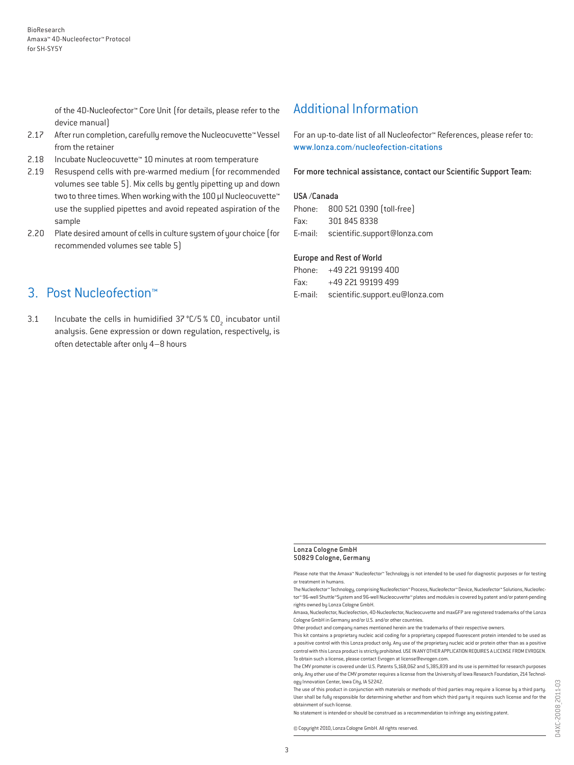of the 4D-Nucleofector™ Core Unit (for details, please refer to the device manual)

2.17 After run completion, carefully remove the Nucleocuvette™ Vessel from the retainer

2.18 Incubate Nucleocuvette™ 10 minutes at room temperature

2.19 Resuspend cells with pre-warmed medium (for recommended volumes see table 5). Mix cells by gently pipetting up and down two to three times. When working with the 100 µl Nucleocuvette™ use the supplied pipettes and avoid repeated aspiration of the sample

2.20 Plate desired amount of cells in culture system of your choice (for recommended volumes see table 5)

## 3. Post Nucleofection™

3.1 Incubate the cells in humidified 37 °C/5 % $CO_2$ incubator until analysis. Gene expression or down regulation, respectively, is often detectable after only 4–8 hours

## Additional Information

For an up-to-date list of all Nucleofector™ References, please refer to:
www.lonza.com/nucleofection-citations

For more technical assistance, contact our Scientific Support Team:

**USA /Canada**
Phone: 800 521 0390 (toll-free)
Fax: 301 845 8338
E-mail: scientific.support@lonza.com

**Europe and Rest of World**
Phone: +49 221 99199 400
Fax: +49 221 99199 499
E-mail: scientific.support.eu@lonza.com

Lonza Cologne GmbH
50829 Cologne, Germany

Please note that the Amaxa™ Nucleofector™ Technology is not intended to be used for diagnostic purposes or for testing or treatment in humans.

The Nucleofector™ Technology, comprising Nucleofection™ Process, Nucleofector™ Device, Nucleofector™ Solutions, Nucleofector™ 96-well Shuttle™System and 96-well Nucleocuvette™ plates and modules is covered by patent and/or patent-pending rights owned by Lonza Cologne GmbH.

Amaxa, Nucleofector, Nucleofection, 4D-Nucleofector, Nucleocuvette and maxGFP are registered trademarks of the Lonza Cologne GmbH in Germany and/or U.S. and/or other countries.

Other product and company names mentioned herein are the trademarks of their respective owners.

This kit contains a proprietary nucleic acid coding for a proprietary copepod fluorescent protein intended to be used as a positive control with this Lonza product only. Any use of the proprietary nucleic acid or protein other than as a positive control with this Lonza product is strictly prohibited. USE IN ANY OTHER APPLICATION REQUIRES A LICENSE FROM EVROGEN. To obtain such a license, please contact Evrogen at license@evrogen.com.

The CMV promoter is covered under U.S. Patents 5,168,062 and 5,385,839 and its use is permitted for research purposes only. Any other use of the CMV promoter requires a license from the University of Iowa Research Foundation, 214 Technology Innovation Center, Iowa City, IA 52242.

The use of this product in conjunction with materials or methods of third parties may require a license by a third party. User shall be fully responsible for determining whether and from which third party it requires such license and for the obtainment of such license.

No statement is intended or should be construed as a recommendation to infringe any existing patent.

© Copyright 2010, Lonza Cologne GmbH. All rights reserved.

D4XC-2008_2011-03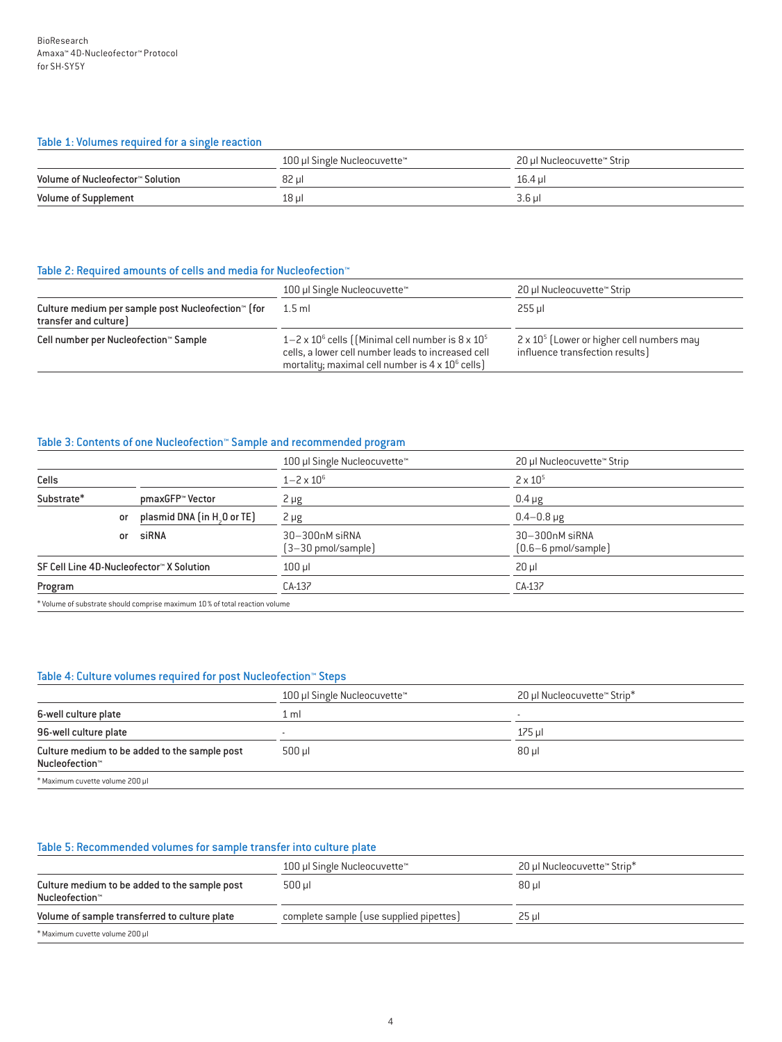### Table 1: Volumes required for a single reaction

| | 100 µl Single Nucleocuvette™ | 20 µl Nucleocuvette™ Strip |
|---|---|---|
| Volume of Nucleofector™ Solution | 82 µl | 16.4 µl |
| Volume of Supplement | 18 µl | 3.6 µl |

### Table 2: Required amounts of cells and media for Nucleofection™

| | 100 µl Single Nucleocuvette™ | 20 µl Nucleocuvette™ Strip |
|---|---|---|
| Culture medium per sample post Nucleofection™ (for transfer and culture) | 1.5 ml | 255 µl |
| Cell number per Nucleofection™ Sample | $1-2 \times 10^6$ cells ((Minimal cell number is $8 \times 10^5$ cells, a lower cell number leads to increased cell mortality; maximal cell number is $4 \times 10^6$ cells) | $2 \times 10^5$ (Lower or higher cell numbers may influence transfection results) |

### Table 3: Contents of one Nucleofection™ Sample and recommended program

| | | 100 µl Single Nucleocuvette™ | 20 µl Nucleocuvette™ Strip |
|---|---|---|---|
| Cells | | $1-2 \times 10^6$ | $2 \times 10^5$ |
| Substrate* | pmaxGFP™ Vector | 2 µg | 0.4 µg |
| or | plasmid DNA (in $H_2O$ or TE) | 2 µg | 0.4–0.8 µg |
| or | siRNA | 30–300nM siRNA (3–30 pmol/sample) | 30–300nM siRNA (0.6–6 pmol/sample) |
| SF Cell Line 4D-Nucleofector™ X Solution | | 100 µl | 20 µl |
| Program | | CA-137 | CA-137 |

* Volume of substrate should comprise maximum 10% of total reaction volume

### Table 4: Culture volumes required for post Nucleofection™ Steps

| | 100 µl Single Nucleocuvette™ | 20 µl Nucleocuvette™ Strip* |
|---|---|---|
| 6-well culture plate | 1 ml | - |
| 96-well culture plate | - | 175 µl |
| Culture medium to be added to the sample post Nucleofection™ | 500 µl | 80 µl |

* Maximum cuvette volume 200 µl

### Table 5: Recommended volumes for sample transfer into culture plate

| | 100 µl Single Nucleocuvette™ | 20 µl Nucleocuvette™ Strip* |
|---|---|---|
| Culture medium to be added to the sample post Nucleofection™ | 500 µl | 80 µl |
| Volume of sample transferred to culture plate | complete sample (use supplied pipettes) | 25 µl |

* Maximum cuvette volume 200 µl